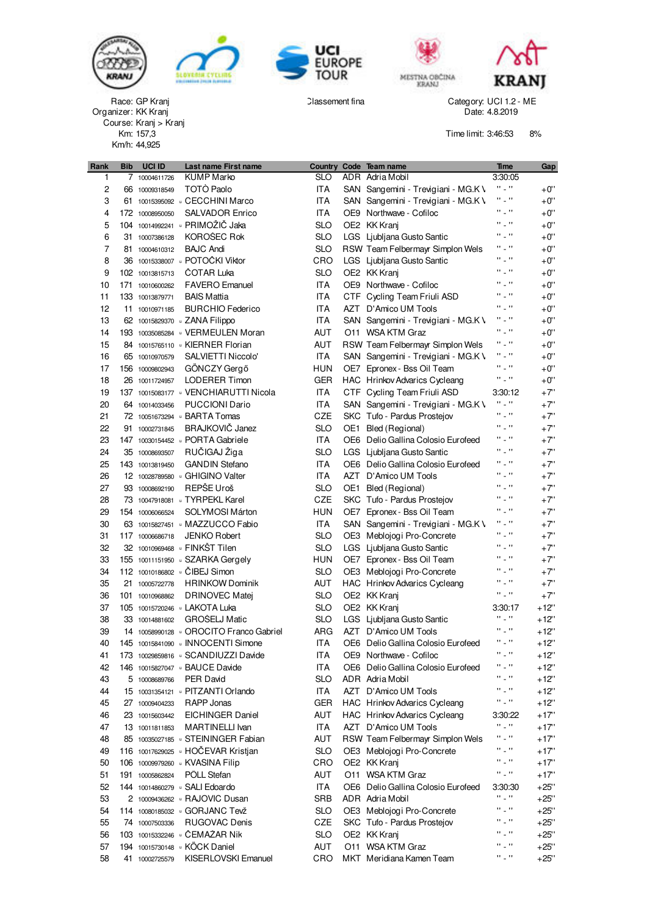Race: GP Kranj
Organizer: KK Kranj
Course: Kranj > Kranj
Km: 157,3
Km/h: 44,925

Classement fina

Category: UCI 1.2 - ME
Date: 4.8.2019

Time limit: 3:46:53 8%

| Rank | Bib | UCI ID | | Last name First name | Country | Code | Team name | Time | Gap |
|---|---|---|---|---|---|---|---|---|---|
| 1 | 7 | 10004611726 | | KUMP Marko | SLO | ADR | Adria Mobil | 3:30:05 | |
| 2 | 66 | 10009318549 | | TOTÒ Paolo | ITA | SAN | Sangemini - Trevigiani - MG.K \ | '' - '' | +0'' |
| 3 | 61 | 10015395092 | u | CECCHINI Marco | ITA | SAN | Sangemini - Trevigiani - MG.K \ | '' - '' | +0'' |
| 4 | 172 | 10008950050 | | SALVADOR Enrico | ITA | OE9 | Northwave - Cofiloc | '' - '' | +0'' |
| 5 | 104 | 10014992241 | u | PRIMOŽIČ Jaka | SLO | OE2 | KK Kranj | '' - '' | +0'' |
| 6 | 31 | 10007386128 | | KOROŠEC Rok | SLO | LGS | Ljubljana Gusto Santic | '' - '' | +0'' |
| 7 | 81 | 10004610312 | | BAJC Andi | SLO | RSW | Team Felbermayr Simplon Wels | '' - '' | +0'' |
| 8 | 36 | 10015338007 | u | POTOČKI Viktor | CRO | LGS | Ljubljana Gusto Santic | '' - '' | +0'' |
| 9 | 102 | 10013815713 | | ČOTAR Luka | SLO | OE2 | KK Kranj | '' - '' | +0'' |
| 10 | 171 | 10010600262 | | FAVERO Emanuel | ITA | OE9 | Northwave - Cofiloc | '' - '' | +0'' |
| 11 | 133 | 10013879771 | | BAIS Mattia | ITA | CTF | Cycling Team Friuli ASD | '' - '' | +0'' |
| 12 | 11 | 10010971185 | | BURCHIO Federico | ITA | AZT | D'Amico UM Tools | '' - '' | +0'' |
| 13 | 62 | 10015829370 | u | ZANA Filippo | ITA | SAN | Sangemini - Trevigiani - MG.K \ | '' - '' | +0'' |
| 14 | 193 | 10035085284 | u | VERMEULEN Moran | AUT | O11 | WSA KTM Graz | '' - '' | +0'' |
| 15 | 84 | 10015765110 | u | KIERNER Florian | AUT | RSW | Team Felbermayr Simplon Wels | '' - '' | +0'' |
| 16 | 65 | 10010970579 | | SALVIETTI Niccolo' | ITA | SAN | Sangemini - Trevigiani - MG.K \ | '' - '' | +0'' |
| 17 | 156 | 10009802943 | | GÖNCZY Gergő | HUN | OE7 | Epronex - Bss Oil Team | '' - '' | +0'' |
| 18 | 26 | 10011724957 | | LODERER Timon | GER | HAC | Hrinkov Advarics Cycleang | '' - '' | +0'' |
| 19 | 137 | 10015083177 | u | VENCHIARUTTI Nicola | ITA | CTF | Cycling Team Friuli ASD | 3:30:12 | +7'' |
| 20 | 64 | 10014033456 | | PUCCIONI Dario | ITA | SAN | Sangemini - Trevigiani - MG.K \ | '' - '' | +7'' |
| 21 | 72 | 10051673294 | u | BARTA Tomas | CZE | SKC | Tufo - Pardus Prostejov | '' - '' | +7'' |
| 22 | 91 | 10002731845 | | BRAJKOVIĆ Janez | SLO | OE1 | Bled (Regional) | '' - '' | +7'' |
| 23 | 147 | 10030154452 | u | PORTA Gabriele | ITA | OE6 | Delio Gallina Colosio Eurofeed | '' - '' | +7'' |
| 24 | 35 | 10008693507 | | RUČIGAJ Žiga | SLO | LGS | Ljubljana Gusto Santic | '' - '' | +7'' |
| 25 | 143 | 10013819450 | | GANDIN Stefano | ITA | OE6 | Delio Gallina Colosio Eurofeed | '' - '' | +7'' |
| 26 | 12 | 10028789580 | u | GHIGINO Valter | ITA | AZT | D'Amico UM Tools | '' - '' | +7'' |
| 27 | 93 | 10008692190 | | REPŠE Uroš | SLO | OE1 | Bled (Regional) | '' - '' | +7'' |
| 28 | 73 | 10047918081 | u | TYRPEKL Karel | CZE | SKC | Tufo - Pardus Prostejov | '' - '' | +7'' |
| 29 | 154 | 10006066524 | | SOLYMOSI Márton | HUN | OE7 | Epronex - Bss Oil Team | '' - '' | +7'' |
| 30 | 63 | 10015827451 | u | MAZZUCCO Fabio | ITA | SAN | Sangemini - Trevigiani - MG.K \ | '' - '' | +7'' |
| 31 | 117 | 10006686718 | | JENKO Robert | SLO | OE3 | Meblojogi Pro-Concrete | '' - '' | +7'' |
| 32 | 32 | 10010969468 | u | FINKŠT Tilen | SLO | LGS | Ljubljana Gusto Santic | '' - '' | +7'' |
| 33 | 155 | 10011151950 | u | SZARKA Gergely | HUN | OE7 | Epronex - Bss Oil Team | '' - '' | +7'' |
| 34 | 112 | 10010186802 | u | ČIBEJ Simon | SLO | OE3 | Meblojogi Pro-Concrete | '' - '' | +7'' |
| 35 | 21 | 10005722778 | | HRINKOW Dominik | AUT | HAC | Hrinkov Advarics Cycleang | '' - '' | +7'' |
| 36 | 101 | 10010968862 | | DRINOVEC Matej | SLO | OE2 | KK Kranj | '' - '' | +7'' |
| 37 | 105 | 10015720246 | u | LAKOTA Luka | SLO | OE2 | KK Kranj | 3:30:17 | +12'' |
| 38 | 33 | 10014881602 | | GROŠELJ Matic | SLO | LGS | Ljubljana Gusto Santic | '' - '' | +12'' |
| 39 | 14 | 10058990128 | u | OROCITO Franco Gabriel | ARG | AZT | D'Amico UM Tools | '' - '' | +12'' |
| 40 | 145 | 10015841090 | u | INNOCENTI Simone | ITA | OE6 | Delio Gallina Colosio Eurofeed | '' - '' | +12'' |
| 41 | 173 | 10029859816 | u | SCANDIUZZI Davide | ITA | OE9 | Northwave - Cofiloc | '' - '' | +12'' |
| 42 | 146 | 10015827047 | u | BAUCE Davide | ITA | OE6 | Delio Gallina Colosio Eurofeed | '' - '' | +12'' |
| 43 | 5 | 10008689766 | | PER David | SLO | ADR | Adria Mobil | '' - '' | +12'' |
| 44 | 15 | 10031354121 | u | PITZANTI Orlando | ITA | AZT | D'Amico UM Tools | '' - '' | +12'' |
| 45 | 27 | 10009404233 | | RAPP Jonas | GER | HAC | Hrinkov Advarics Cycleang | '' - '' | +12'' |
| 46 | 23 | 10015603442 | | EICHINGER Daniel | AUT | HAC | Hrinkov Advarics Cycleang | 3:30:22 | +17'' |
| 47 | 13 | 10011811853 | | MARTINELLI Ivan | ITA | AZT | D'Amico UM Tools | '' - '' | +17'' |
| 48 | 85 | 10035027185 | u | STEININGER Fabian | AUT | RSW | Team Felbermayr Simplon Wels | '' - '' | +17'' |
| 49 | 116 | 10017629025 | u | HOČEVAR Kristjan | SLO | OE3 | Meblojogi Pro-Concrete | '' - '' | +17'' |
| 50 | 106 | 10009979260 | u | KVASINA Filip | CRO | OE2 | KK Kranj | '' - '' | +17'' |
| 51 | 191 | 10005862824 | | PÖLL Stefan | AUT | O11 | WSA KTM Graz | '' - '' | +17'' |
| 52 | 144 | 10014860279 | u | SALI Edoardo | ITA | OE6 | Delio Gallina Colosio Eurofeed | 3:30:30 | +25'' |
| 53 | 2 | 10009436262 | u | RAJOVIC Dusan | SRB | ADR | Adria Mobil | '' - '' | +25'' |
| 54 | 114 | 10080185032 | u | GORJANC Tevž | SLO | OE3 | Meblojogi Pro-Concrete | '' - '' | +25'' |
| 55 | 74 | 10007503336 | | RUGOVAC Denis | CZE | SKC | Tufo - Pardus Prostejov | '' - '' | +25'' |
| 56 | 103 | 10015332246 | u | ČEMAŽAR Nik | SLO | OE2 | KK Kranj | '' - '' | +25'' |
| 57 | 194 | 10015730148 | u | KÖCK Daniel | AUT | O11 | WSA KTM Graz | '' - '' | +25'' |
| 58 | 41 | 10002725579 | | KISERLOVSKI Emanuel | CRO | MKT | Meridiana Kamen Team | '' - '' | +25'' |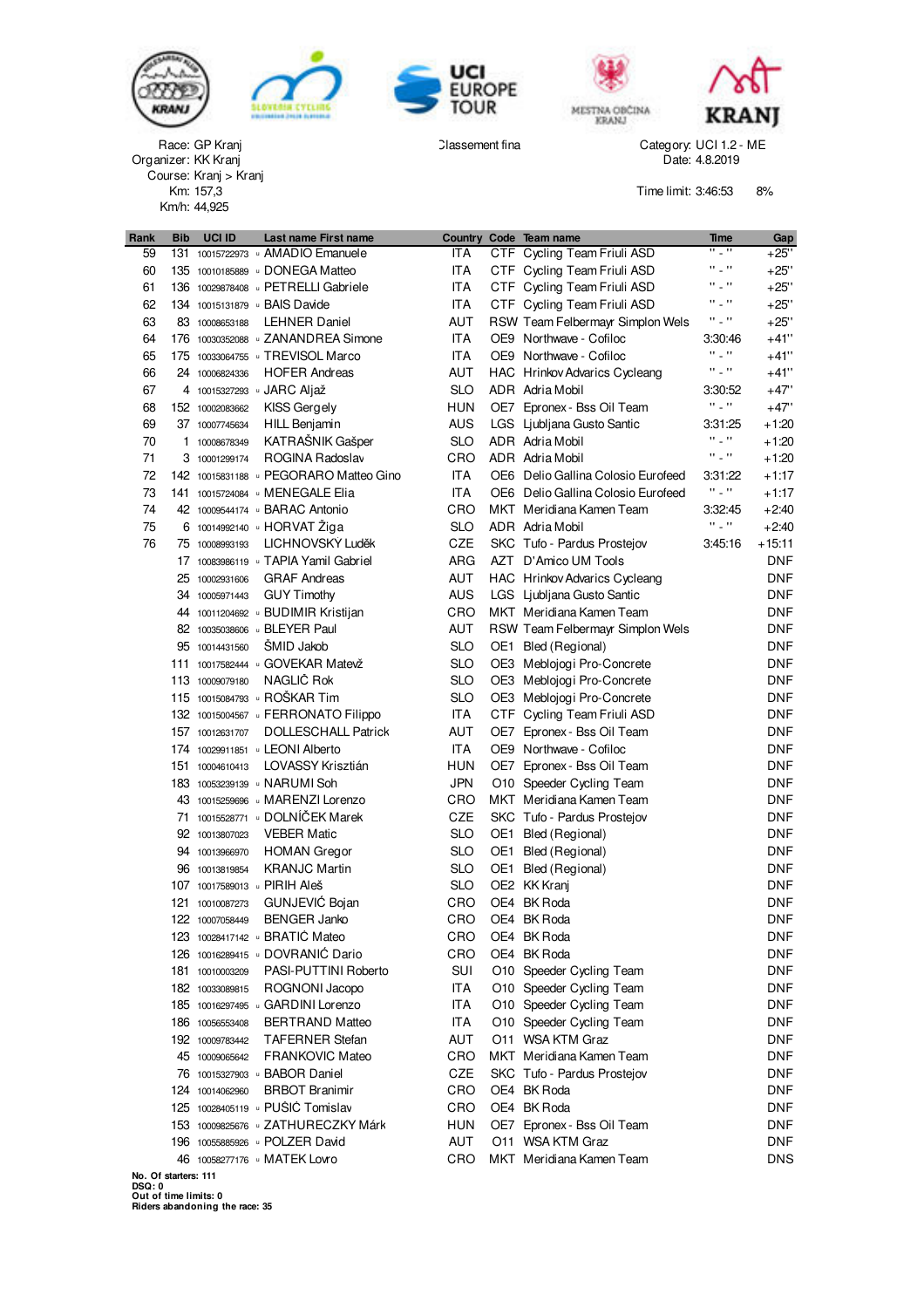Race: GP Kranj
Organizer: KK Kranj
Course: Kranj > Kranj
Km: 157,3
Km/h: 44,925

Classement final

Category: UCI 1.2 - ME
Date: 4.8.2019

Time limit: 3:46:53 8%

| Rank | Bib | UCI ID | | Last name First name | Country | Code | Team name | Time | Gap |
|---|---|---|---|---|---|---|---|---|---|
| 59 | 131 | 10015722973 | u | AMADIO Emanuele | ITA | CTF | Cycling Team Friuli ASD | " - " | +25" |
| 60 | 135 | 10010185889 | u | DONEGA Matteo | ITA | CTF | Cycling Team Friuli ASD | " - " | +25" |
| 61 | 136 | 10029878408 | u | PETRELLI Gabriele | ITA | CTF | Cycling Team Friuli ASD | " - " | +25" |
| 62 | 134 | 10015131879 | u | BAIS Davide | ITA | CTF | Cycling Team Friuli ASD | " - " | +25" |
| 63 | 83 | 10008653188 | | LEHNER Daniel | AUT | RSW | Team Felbermayr Simplon Wels | " - " | +25" |
| 64 | 176 | 10030352088 | u | ZANANDREA Simone | ITA | OE9 | Northwave - Cofiloc | 3:30:46 | +41" |
| 65 | 175 | 10033064755 | u | TREVISOL Marco | ITA | OE9 | Northwave - Cofiloc | " - " | +41" |
| 66 | 24 | 10006824336 | | HOFER Andreas | AUT | HAC | Hrinkov Advarics Cycleang | " - " | +41" |
| 67 | 4 | 10015327293 | u | JARC Aljaž | SLO | ADR | Adria Mobil | 3:30:52 | +47" |
| 68 | 152 | 10002083662 | | KISS Gergely | HUN | OE7 | Eponex - Bss Oil Team | " - " | +47" |
| 69 | 37 | 10007745634 | | HILL Benjamin | AUS | LGS | Ljubljana Gusto Santic | 3:31:25 | +1:20 |
| 70 | 1 | 10008678349 | | KATRAŠNIK Gašper | SLO | ADR | Adria Mobil | " - " | +1:20 |
| 71 | 3 | 10001299174 | | ROGINA Radoslav | CRO | ADR | Adria Mobil | " - " | +1:20 |
| 72 | 142 | 10015831188 | u | PEGORARO Matteo Gino | ITA | OE6 | Delio Gallina Colosio Eurofeed | 3:31:22 | +1:17 |
| 73 | 141 | 10015724084 | u | MENEGALE Elia | ITA | OE6 | Delio Gallina Colosio Eurofeed | " - " | +1:17 |
| 74 | 42 | 10009544174 | u | BARAC Antonio | CRO | MKT | Meridiana Kamen Team | 3:32:45 | +2:40 |
| 75 | 6 | 10014992140 | u | HORVAT Žiga | SLO | ADR | Adria Mobil | " - " | +2:40 |
| 76 | 75 | 10008993193 | | LICHNOVSKY Luděk | CZE | SKC | Tufo - Pardus Prostejov | 3:45:16 | +15:11 |
| | 17 | 10083986119 | u | TAPIA Yamil Gabriel | ARG | AZT | D'Amico UM Tools | | DNF |
| | 25 | 10002931606 | | GRAF Andreas | AUT | HAC | Hrinkov Advarics Cycleang | | DNF |
| | 34 | 10005971443 | | GUY Timothy | AUS | LGS | Ljubljana Gusto Santic | | DNF |
| | 44 | 10011204692 | u | BUDIMIR Kristijan | CRO | MKT | Meridiana Kamen Team | | DNF |
| | 82 | 10035038606 | u | BLEYER Paul | AUT | RSW | Team Felbermayr Simplon Wels | | DNF |
| | 95 | 10014431560 | | ŠMID Jakob | SLO | OE1 | Bled (Regional) | | DNF |
| | 111 | 10017582444 | u | GOVEKAR Matevž | SLO | OE3 | Meblojogi Pro-Concrete | | DNF |
| | 113 | 10009079180 | | NAGLIČ Rok | SLO | OE3 | Meblojogi Pro-Concrete | | DNF |
| | 115 | 10015084793 | u | ROŠKAR Tim | SLO | OE3 | Meblojogi Pro-Concrete | | DNF |
| | 132 | 10015004567 | u | FERRONATO Filippo | ITA | CTF | Cycling Team Friuli ASD | | DNF |
| | 157 | 10012631707 | | DOLLESCHALL Patrick | AUT | OE7 | Eponex - Bss Oil Team | | DNF |
| | 174 | 10029911851 | u | LEONI Alberto | ITA | OE9 | Northwave - Cofiloc | | DNF |
| | 151 | 10004610413 | | LOVASSY Krisztián | HUN | OE7 | Eponex - Bss Oil Team | | DNF |
| | 183 | 10053239139 | u | NARUMI Soh | JPN | O10 | Speeder Cycling Team | | DNF |
| | 43 | 10015259696 | u | MARENZI Lorenzo | CRO | MKT | Meridiana Kamen Team | | DNF |
| | 71 | 10015528771 | u | DOLNÍČEK Marek | CZE | SKC | Tufo - Pardus Prostejov | | DNF |
| | 92 | 10013807023 | | VEBER Matic | SLO | OE1 | Bled (Regional) | | DNF |
| | 94 | 10013966970 | | HOMAN Gregor | SLO | OE1 | Bled (Regional) | | DNF |
| | 96 | 10013819854 | | KRANJC Martin | SLO | OE1 | Bled (Regional) | | DNF |
| | 107 | 10017589013 | u | PIRIH Aleš | SLO | OE2 | KK Kranj | | DNF |
| | 121 | 10010087273 | | GUNJEVIĆ Bojan | CRO | OE4 | BK Roda | | DNF |
| | 122 | 10007058449 | | BENGER Janko | CRO | OE4 | BK Roda | | DNF |
| | 123 | 10028417142 | u | BRATIĆ Mateo | CRO | OE4 | BK Roda | | DNF |
| | 126 | 10016289415 | u | DOVRANIĆ Dario | CRO | OE4 | BK Roda | | DNF |
| | 181 | 10010003209 | | PASI-PUTTINI Roberto | SUI | O10 | Speeder Cycling Team | | DNF |
| | 182 | 10033089815 | | ROGNONI Jacopo | ITA | O10 | Speeder Cycling Team | | DNF |
| | 185 | 10016297495 | u | GARDINI Lorenzo | ITA | O10 | Speeder Cycling Team | | DNF |
| | 186 | 10056553408 | | BERTRAND Matteo | ITA | O10 | Speeder Cycling Team | | DNF |
| | 192 | 10009783442 | | TAFERNER Stefan | AUT | O11 | WSA KTM Graz | | DNF |
| | 45 | 10009065642 | | FRANKOVIC Mateo | CRO | MKT | Meridiana Kamen Team | | DNF |
| | 76 | 10015327903 | u | BABOR Daniel | CZE | SKC | Tufo - Pardus Prostejov | | DNF |
| | 124 | 10014062960 | | BRBOT Branimir | CRO | OE4 | BK Roda | | DNF |
| | 125 | 10028405119 | u | PUŠIĆ Tomislav | CRO | OE4 | BK Roda | | DNF |
| | 153 | 10009825676 | u | ZATHURECZKY Márk | HUN | OE7 | Eponex - Bss Oil Team | | DNF |
| | 196 | 10055885926 | u | POLZER David | AUT | O11 | WSA KTM Graz | | DNF |
| | 46 | 10058277176 | u | MATEK Lovro | CRO | MKT | Meridiana Kamen Team | | DNS |

**No. Of starters: 111**
**DSQ: 0**
**Out of time limits: 0**
**Riders abandoning the race: 35**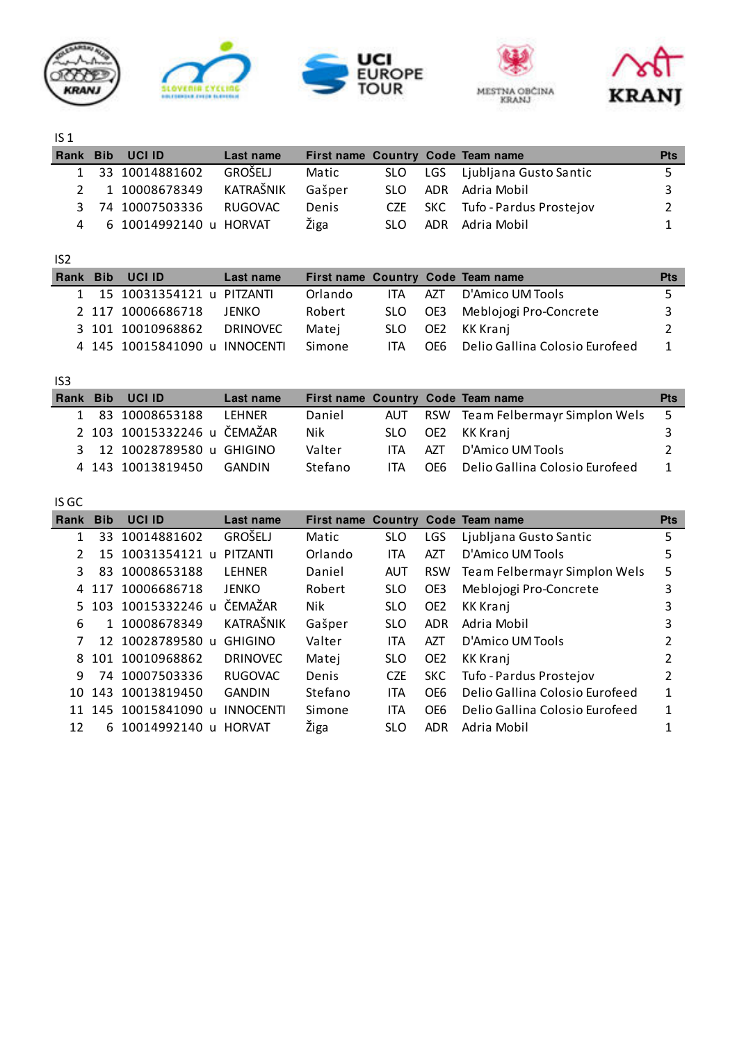IS 1

| Rank | Bib | UCI ID | | Last name | First name | Country | Code | Team name | Pts |
|---|---|---|---|---|---|---|---|---|---|
| 1 | 33 | 10014881602 | | GROŠELJ | Matic | SLO | LGS | Ljubljana Gusto Santic | 5 |
| 2 | 1 | 10008678349 | | KATRAŠNIK | Gašper | SLO | ADR | Adria Mobil | 3 |
| 3 | 74 | 10007503336 | | RUGOVAC | Denis | CZE | SKC | Tufo - Pardus Prostejov | 2 |
| 4 | 6 | 10014992140 | u | HORVAT | Žiga | SLO | ADR | Adria Mobil | 1 |

IS2

| Rank | Bib | UCI ID | | Last name | First name | Country | Code | Team name | Pts |
|---|---|---|---|---|---|---|---|---|---|
| 1 | 15 | 10031354121 | u | PITZANTI | Orlando | ITA | AZT | D'Amico UM Tools | 5 |
| 2 | 117 | 10006686718 | | JENKO | Robert | SLO | OE3 | Meblojogi Pro-Concrete | 3 |
| 3 | 101 | 10010968862 | | DRINOVEC | Matej | SLO | OE2 | KK Kranj | 2 |
| 4 | 145 | 10015841090 | u | INNOCENTI | Simone | ITA | OE6 | Delio Gallina Colosio Eurofeed | 1 |

IS3

| Rank | Bib | UCI ID | | Last name | First name | Country | Code | Team name | Pts |
|---|---|---|---|---|---|---|---|---|---|
| 1 | 83 | 10008653188 | | LEHNER | Daniel | AUT | RSW | Team Felbermayr Simplon Wels | 5 |
| 2 | 103 | 10015332246 | u | ČEMAŽAR | Nik | SLO | OE2 | KK Kranj | 3 |
| 3 | 12 | 10028789580 | u | GHIGINO | Valter | ITA | AZT | D'Amico UM Tools | 2 |
| 4 | 143 | 10013819450 | | GANDIN | Stefano | ITA | OE6 | Delio Gallina Colosio Eurofeed | 1 |

IS GC

| Rank | Bib | UCI ID | | Last name | First name | Country | Code | Team name | Pts |
|---|---|---|---|---|---|---|---|---|---|
| 1 | 33 | 10014881602 | | GROŠELJ | Matic | SLO | LGS | Ljubljana Gusto Santic | 5 |
| 2 | 15 | 10031354121 | u | PITZANTI | Orlando | ITA | AZT | D'Amico UM Tools | 5 |
| 3 | 83 | 10008653188 | | LEHNER | Daniel | AUT | RSW | Team Felbermayr Simplon Wels | 5 |
| 4 | 117 | 10006686718 | | JENKO | Robert | SLO | OE3 | Meblojogi Pro-Concrete | 3 |
| 5 | 103 | 10015332246 | u | ČEMAŽAR | Nik | SLO | OE2 | KK Kranj | 3 |
| 6 | 1 | 10008678349 | | KATRAŠNIK | Gašper | SLO | ADR | Adria Mobil | 3 |
| 7 | 12 | 10028789580 | u | GHIGINO | Valter | ITA | AZT | D'Amico UM Tools | 2 |
| 8 | 101 | 10010968862 | | DRINOVEC | Matej | SLO | OE2 | KK Kranj | 2 |
| 9 | 74 | 10007503336 | | RUGOVAC | Denis | CZE | SKC | Tufo - Pardus Prostejov | 2 |
| 10 | 143 | 10013819450 | | GANDIN | Stefano | ITA | OE6 | Delio Gallina Colosio Eurofeed | 1 |
| 11 | 145 | 10015841090 | u | INNOCENTI | Simone | ITA | OE6 | Delio Gallina Colosio Eurofeed | 1 |
| 12 | 6 | 10014992140 | u | HORVAT | Žiga | SLO | ADR | Adria Mobil | 1 |